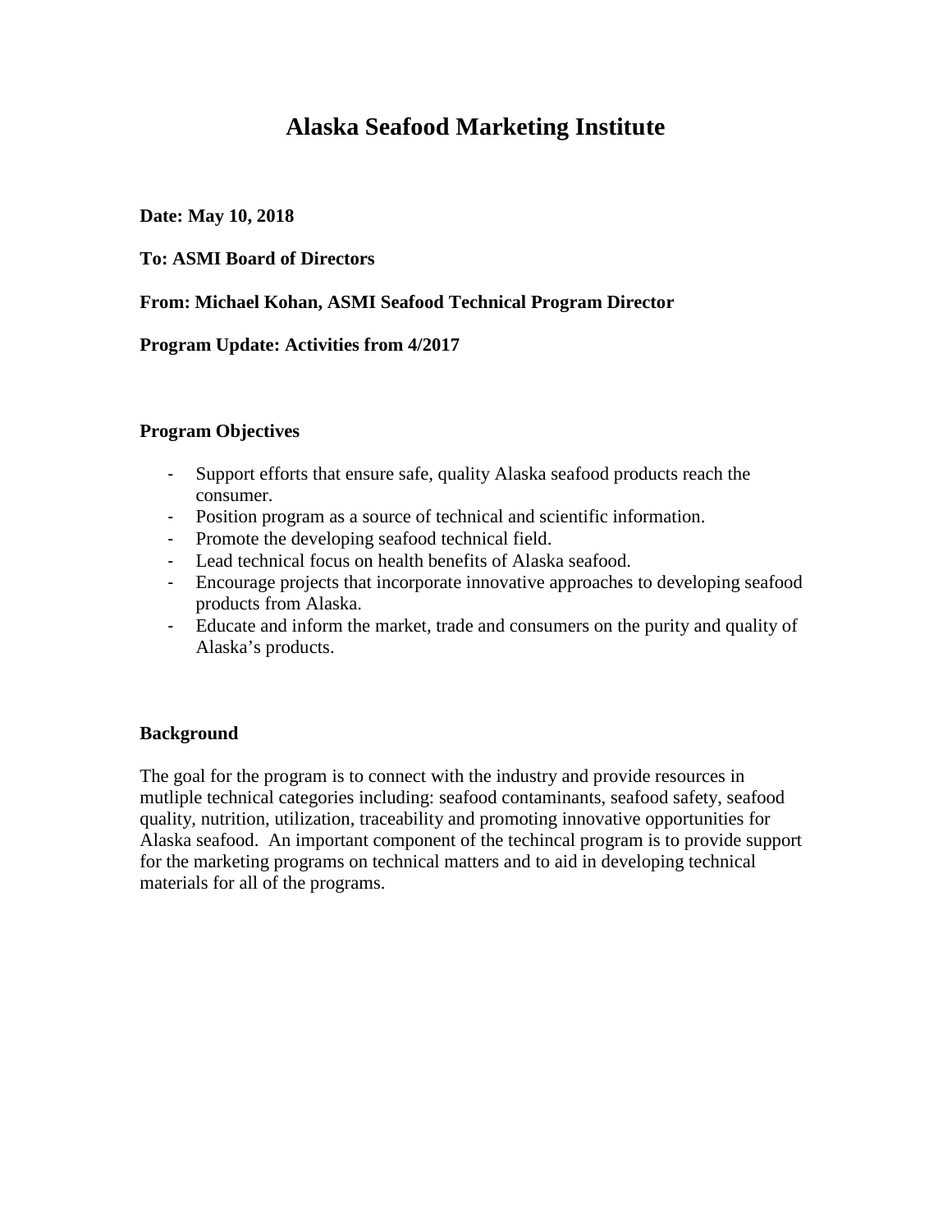# Alaska Seafood Marketing Institute

**Date: May 10, 2018**

**To: ASMI Board of Directors**

**From: Michael Kohan, ASMI Seafood Technical Program Director**

**Program Update: Activities from 4/2017**

**Program Objectives**

- Support efforts that ensure safe, quality Alaska seafood products reach the consumer.
- Position program as a source of technical and scientific information.
- Promote the developing seafood technical field.
- Lead technical focus on health benefits of Alaska seafood.
- Encourage projects that incorporate innovative approaches to developing seafood products from Alaska.
- Educate and inform the market, trade and consumers on the purity and quality of Alaska's products.

**Background**

The goal for the program is to connect with the industry and provide resources in mutliple technical categories including: seafood contaminants, seafood safety, seafood quality, nutrition, utilization, traceability and promoting innovative opportunities for Alaska seafood. An important component of the techincal program is to provide support for the marketing programs on technical matters and to aid in developing technical materials for all of the programs.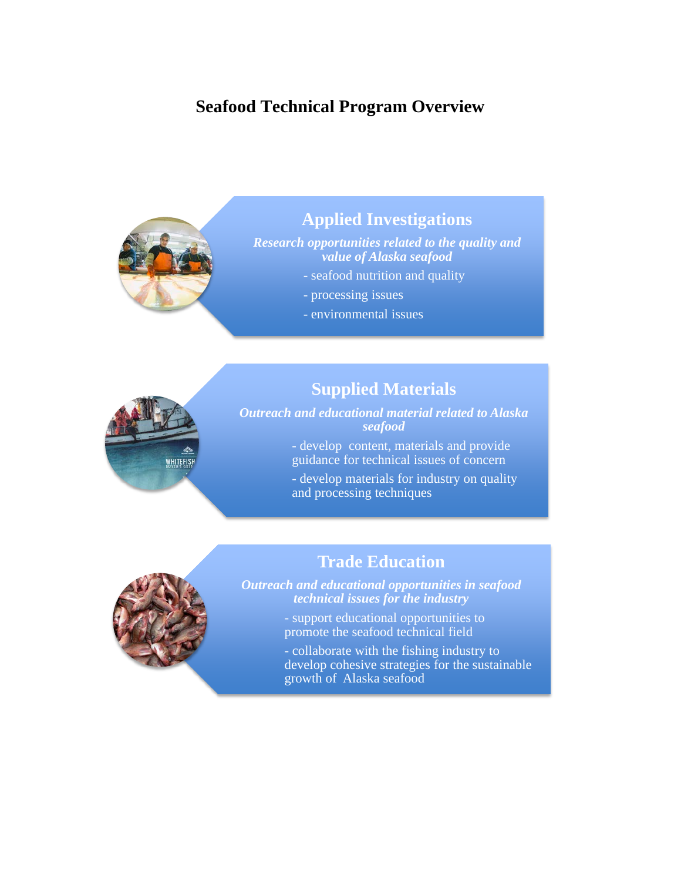# Seafood Technical Program Overview

## Applied Investigations

***Research opportunities related to the quality and value of Alaska seafood***

- seafood nutrition and quality
- processing issues
- environmental issues

## Supplied Materials

***Outreach and educational material related to Alaska seafood***

- develop content, materials and provide guidance for technical issues of concern
- develop materials for industry on quality and processing techniques

## Trade Education

***Outreach and educational opportunities in seafood technical issues for the industry***

- support educational opportunities to promote the seafood technical field
- collaborate with the fishing industry to develop cohesive strategies for the sustainable growth of Alaska seafood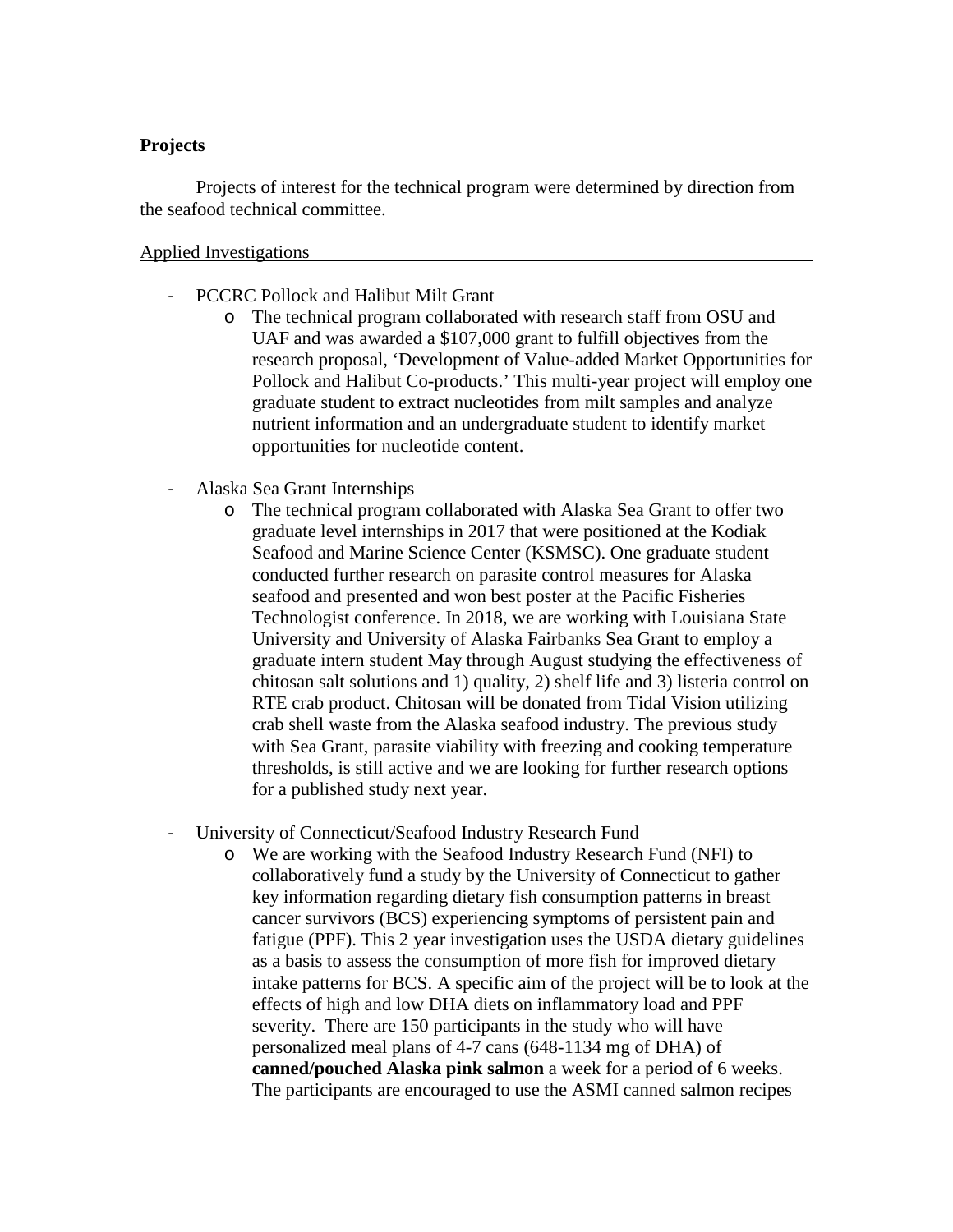**Projects**

Projects of interest for the technical program were determined by direction from the seafood technical committee.

Applied Investigations

- PCCRC Pollock and Halibut Milt Grant
  - The technical program collaborated with research staff from OSU and UAF and was awarded a $107,000 grant to fulfill objectives from the research proposal, 'Development of Value-added Market Opportunities for Pollock and Halibut Co-products.' This multi-year project will employ one graduate student to extract nucleotides from milt samples and analyze nutrient information and an undergraduate student to identify market opportunities for nucleotide content.

- Alaska Sea Grant Internships
  - The technical program collaborated with Alaska Sea Grant to offer two graduate level internships in 2017 that were positioned at the Kodiak Seafood and Marine Science Center (KSMSC). One graduate student conducted further research on parasite control measures for Alaska seafood and presented and won best poster at the Pacific Fisheries Technologist conference. In 2018, we are working with Louisiana State University and University of Alaska Fairbanks Sea Grant to employ a graduate intern student May through August studying the effectiveness of chitosan salt solutions and 1) quality, 2) shelf life and 3) listeria control on RTE crab product. Chitosan will be donated from Tidal Vision utilizing crab shell waste from the Alaska seafood industry. The previous study with Sea Grant, parasite viability with freezing and cooking temperature thresholds, is still active and we are looking for further research options for a published study next year.

- University of Connecticut/Seafood Industry Research Fund
  - We are working with the Seafood Industry Research Fund (NFI) to collaboratively fund a study by the University of Connecticut to gather key information regarding dietary fish consumption patterns in breast cancer survivors (BCS) experiencing symptoms of persistent pain and fatigue (PPF). This 2 year investigation uses the USDA dietary guidelines as a basis to assess the consumption of more fish for improved dietary intake patterns for BCS. A specific aim of the project will be to look at the effects of high and low DHA diets on inflammatory load and PPF severity. There are 150 participants in the study who will have personalized meal plans of 4-7 cans (648-1134 mg of DHA) of **canned/pouched Alaska pink salmon** a week for a period of 6 weeks. The participants are encouraged to use the ASMI canned salmon recipes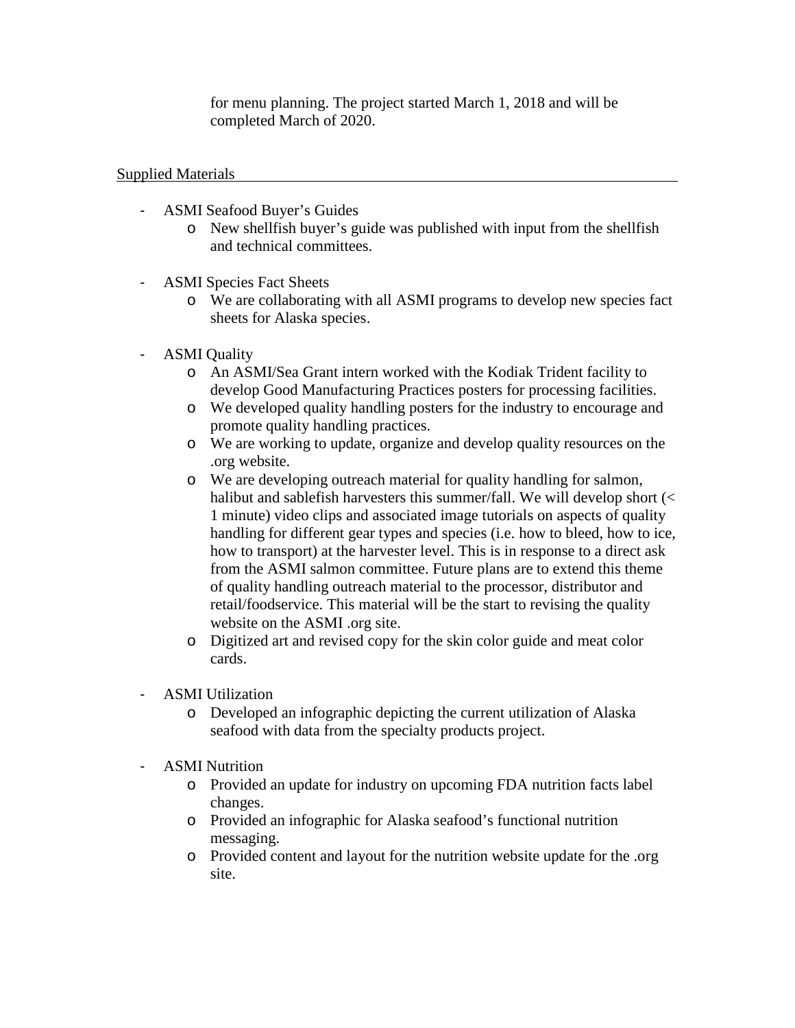for menu planning. The project started March 1, 2018 and will be completed March of 2020.

Supplied Materials

- ASMI Seafood Buyer's Guides
  - New shellfish buyer's guide was published with input from the shellfish and technical committees.

- ASMI Species Fact Sheets
  - We are collaborating with all ASMI programs to develop new species fact sheets for Alaska species.

- ASMI Quality
  - An ASMI/Sea Grant intern worked with the Kodiak Trident facility to develop Good Manufacturing Practices posters for processing facilities.
  - We developed quality handling posters for the industry to encourage and promote quality handling practices.
  - We are working to update, organize and develop quality resources on the .org website.
  - We are developing outreach material for quality handling for salmon, halibut and sablefish harvesters this summer/fall. We will develop short (< 1 minute) video clips and associated image tutorials on aspects of quality handling for different gear types and species (i.e. how to bleed, how to ice, how to transport) at the harvester level. This is in response to a direct ask from the ASMI salmon committee. Future plans are to extend this theme of quality handling outreach material to the processor, distributor and retail/foodservice. This material will be the start to revising the quality website on the ASMI .org site.
  - Digitized art and revised copy for the skin color guide and meat color cards.

- ASMI Utilization
  - Developed an infographic depicting the current utilization of Alaska seafood with data from the specialty products project.

- ASMI Nutrition
  - Provided an update for industry on upcoming FDA nutrition facts label changes.
  - Provided an infographic for Alaska seafood's functional nutrition messaging.
  - Provided content and layout for the nutrition website update for the .org site.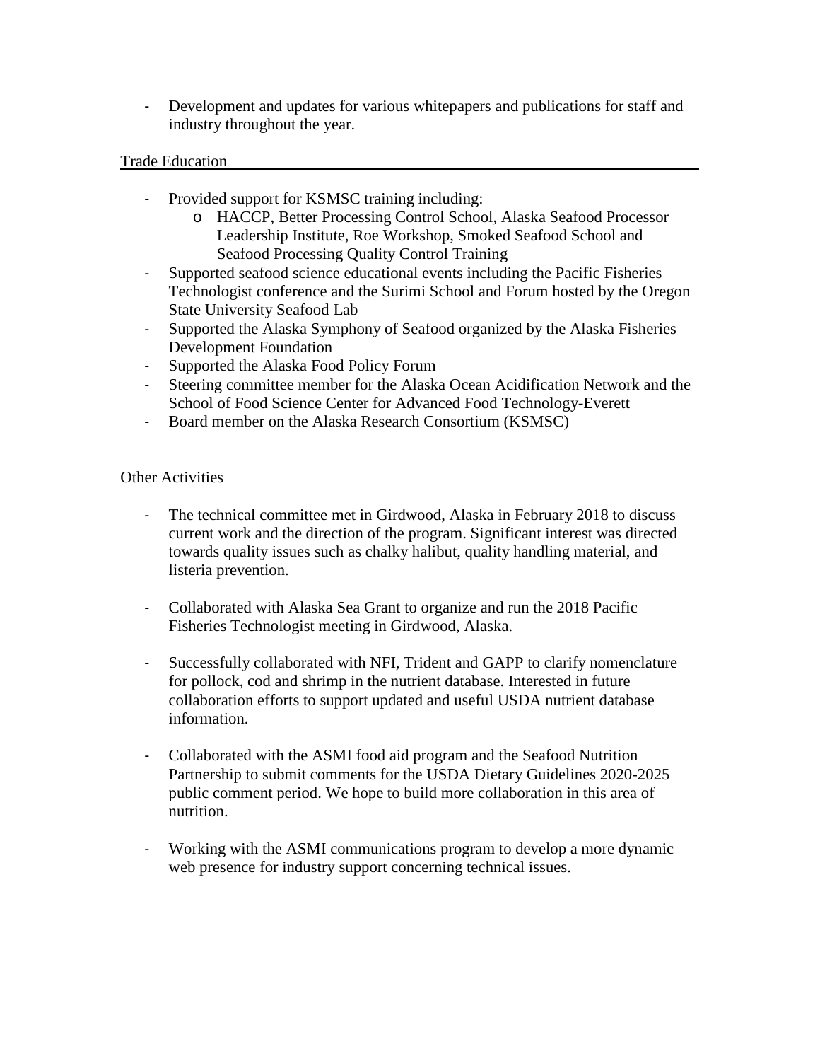- Development and updates for various whitepapers and publications for staff and industry throughout the year.

## Trade Education

- Provided support for KSMSC training including:
  - HACCP, Better Processing Control School, Alaska Seafood Processor Leadership Institute, Roe Workshop, Smoked Seafood School and Seafood Processing Quality Control Training
- Supported seafood science educational events including the Pacific Fisheries Technologist conference and the Surimi School and Forum hosted by the Oregon State University Seafood Lab
- Supported the Alaska Symphony of Seafood organized by the Alaska Fisheries Development Foundation
- Supported the Alaska Food Policy Forum
- Steering committee member for the Alaska Ocean Acidification Network and the School of Food Science Center for Advanced Food Technology-Everett
- Board member on the Alaska Research Consortium (KSMSC)

## Other Activities

- The technical committee met in Girdwood, Alaska in February 2018 to discuss current work and the direction of the program. Significant interest was directed towards quality issues such as chalky halibut, quality handling material, and listeria prevention.

- Collaborated with Alaska Sea Grant to organize and run the 2018 Pacific Fisheries Technologist meeting in Girdwood, Alaska.

- Successfully collaborated with NFI, Trident and GAPP to clarify nomenclature for pollock, cod and shrimp in the nutrient database. Interested in future collaboration efforts to support updated and useful USDA nutrient database information.

- Collaborated with the ASMI food aid program and the Seafood Nutrition Partnership to submit comments for the USDA Dietary Guidelines 2020-2025 public comment period. We hope to build more collaboration in this area of nutrition.

- Working with the ASMI communications program to develop a more dynamic web presence for industry support concerning technical issues.